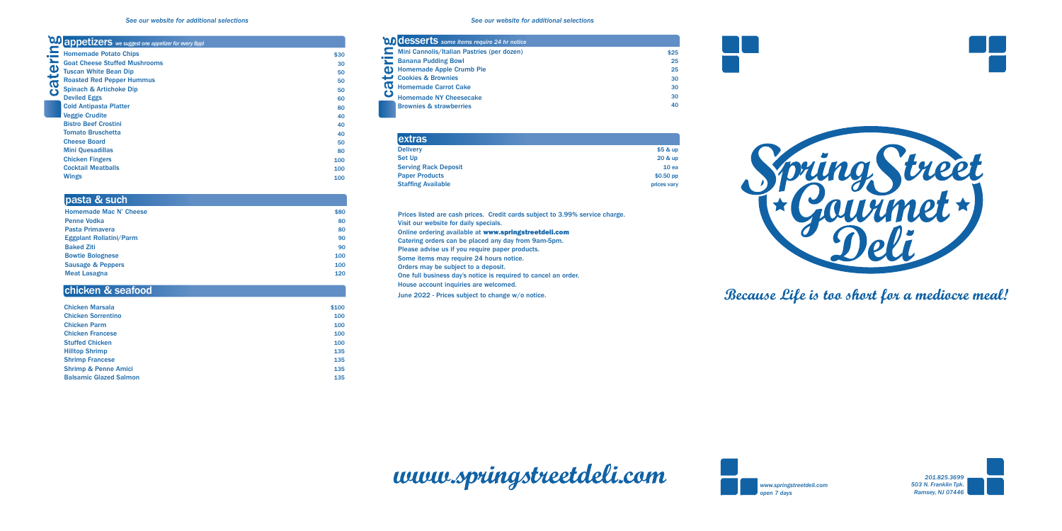*See our website for additional selections*

# catering

## appetizers *we suggest one appetizer for every 8ppl*

| Item | Price |
|---|---|
| Homemade Potato Chips | $30 |
| Goat Cheese Stuffed Mushrooms | 30 |
| Tuscan White Bean Dip | 50 |
| Roasted Red Pepper Hummus | 50 |
| Spinach & Artichoke Dip | 50 |
| Deviled Eggs | 60 |
| Cold Antipasta Platter | 80 |
| Veggie Crudite | 40 |
| Bistro Beef Crostini | 40 |
| Tomato Bruschetta | 40 |
| Cheese Board | 50 |
| Mini Quesadillas | 80 |
| Chicken Fingers | 100 |
| Cocktail Meatballs | 100 |
| Wings | 100 |

## pasta & such

| Item | Price |
|---|---|
| Homemade Mac N' Cheese | $80 |
| Penne Vodka | 80 |
| Pasta Primavera | 80 |
| Eggplant Rollatini/Parm | 90 |
| Baked Ziti | 90 |
| Bowtie Bolognese | 100 |
| Sausage & Peppers | 100 |
| Meat Lasagna | 120 |

## chicken & seafood

| Item | Price |
|---|---|
| Chicken Marsala | $100 |
| Chicken Sorrentino | 100 |
| Chicken Parm | 100 |
| Chicken Francese | 100 |
| Stuffed Chicken | 100 |
| Hilltop Shrimp | 135 |
| Shrimp Francese | 135 |
| Shrimp & Penne Amici | 135 |
| Balsamic Glazed Salmon | 135 |

*See our website for additional selections*

# catering

## desserts *some items require 24 hr notice*

| Item | Price |
|---|---|
| Mini Cannolis/Italian Pastries (per dozen) | $25 |
| Banana Pudding Bowl | 25 |
| Homemade Apple Crumb Pie | 25 |
| Cookies & Brownies | 30 |
| Homemade Carrot Cake | 30 |
| Homemade NY Cheesecake | 30 |
| Brownies & strawberries | 40 |

## extras

| Item | Price |
|---|---|
| Delivery | $5 & up |
| Set Up | 20 & up |
| Serving Rack Deposit | 10 ea |
| Paper Products | $0.50 pp |
| Staffing Available | prices vary |

Prices listed are cash prices. Credit cards subject to 3.99% service charge.
Visit our website for daily specials.
Online ordering available at **www.springstreetdeli.com**
Catering orders can be placed any day from 9am-5pm.
Please advise us if you require paper products.
Some items may require 24 hours notice.
Orders may be subject to a deposit.
One full business day's notice is required to cancel an order.
House account inquiries are welcomed.
June 2022 - Prices subject to change w/o notice.

# Spring Street ★ Gourmet ★ Deli

**Because Life is too short for a mediocre meal!**

**www.springstreetdeli.com**

*www.springstreetdeli.com*
*open 7 days*

*201.825.3699*
*503 N. Franklin Tpk.*
*Ramsey, NJ 07446*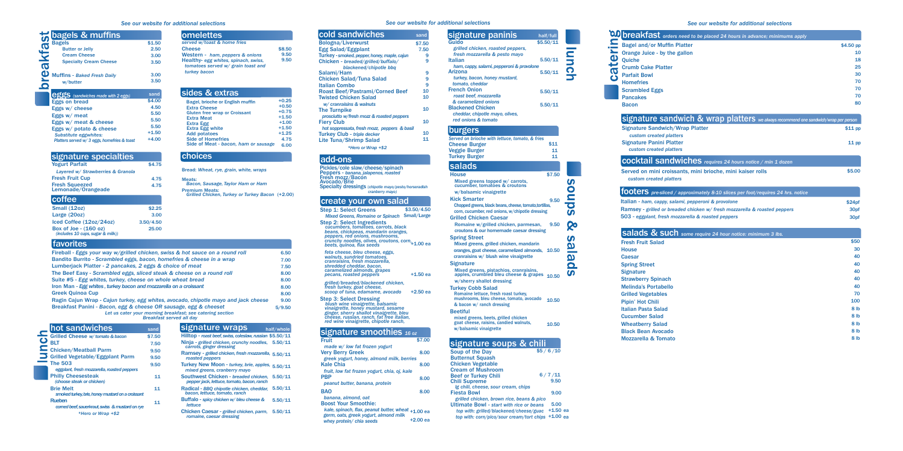See our website for additional selections

# breakfast

## bagels & muffins

| | |
|---|---|
| **Bagels** | $1.50 |
| Butter or Jelly | 2.50 |
| Cream Cheese | 3.00 |
| Specialty Cream Cheese | 3.50 |
| **Muffins** - *Baked Fresh Daily* | 3.00 |
| w/butter | 3.50 |

## eggs *(sandwiches made with 2 eggs)*

| | sand |
|---|---|
| Eggs on bread | $4.00 |
| Eggs w/ cheese | 4.50 |
| Eggs w/ meat | 5.50 |
| Eggs w/ meat & cheese | 5.50 |
| Eggs w/ potato & cheese | 5.50 |
| *Substitute eggwhites:* | +1.50 |
| *Platters served w/ 3 eggs, homefries & toast* | +4.00 |

## signature specialties

| | |
|---|---|
| Yogurt Parfait | $4.75 |
| *Layered w/ Strawberries & Granola* | |
| Fresh Fruit Cup | 4.75 |
| Fresh Squeezed Lemonade/Orangeade | 4.75 |

## coffee

| | |
|---|---|
| Small (12oz) | $2.25 |
| Large (20oz) | 3.00 |
| Iced Coffee (12oz/24oz) | 3.50/4.50 |
| Box of Joe - (160 oz) *(includes 10 cups, sugar & milk))* | 25.00 |

## omelettes

*served w/toast & home fries*

| | |
|---|---|
| Cheese | $8.50 |
| Western - *ham, peppers & onions* | 9.50 |
| Healthy- *egg whites, spinach, swiss, tomatoes served w/ grain toast and turkey bacon* | 9.50 |

## sides & extras

| | |
|---|---|
| Bagel, brioche or English muffin | +0.25 |
| Extra Cheese | +0.50 |
| Gluten free wrap or Croissant | +0.75 |
| Extra Meat | +1.50 |
| Extra Egg | +1.00 |
| Extra Egg white | +1.50 |
| Add potatoes | +1.25 |
| Side of Homefries | 4.75 |
| Side of Meat - *bacon, ham or sausage* | 6.00 |

## choices

Bread: *Wheat, rye, grain, white, wraps*

Meats: *Bacon, Sausage, Taylor Ham or Ham*

Premium Meats: *Grilled Chicken, Turkey or Turkey Bacon* (+2.00)

## favorites

| | |
|---|---|
| Fireball - *Eggs your way w/grilled chicken, swiss & hot sauce on a round roll* | 6.50 |
| Bandito Burrito - *Scrambled eggs, bacon, homefries & cheese in a wrap* | 7.00 |
| Lumberjack Platter - *2 pancakes, 2 eggs & choice of meat* | 7.50 |
| The Beef Easy - *Scrambled eggs, sliced steak & cheese on a round roll* | 8.00 |
| Suite #5 - *Egg whites, turkey, cheese on whole wheat bread* | 8.00 |
| Iron Man - *Egg whites , turkey bacon and mozzarella on a croissant* | 8.00 |
| Greek Quinoa Cup | 8.00 |
| Ragin Cajun Wrap - *Cajun turkey, egg whites, avocado, chipotle mayo and jack cheese* | 9.00 |
| Breakfast Panini - *Bacon, egg & cheese OR sausage, egg & cheese* | 5/9.50 |

*Let us cater your morning breakfast; see catering section*
*Breakfast served all day*

# lunch

## hot sandwiches

| | sand |
|---|---|
| Grilled Cheese *w/ tomato & bacon* | $7.50 |
| BLT | 7.50 |
| Chicken/Meatball Parm | 9.50 |
| Grilled Vegetable/Eggplant Parm | 9.50 |
| The 503 *eggplant, fresh mozzarella, roasted peppers* | 9.50 |
| Philly Cheesesteak *(choose steak or chicken)* | 11 |
| Brie Melt *smoked turkey, brie, honey mustard on a croissant* | 11 |
| Rueben *corned beef, sauerkraut, swiss & mustard on rye* | 11 |

*\*Hero or Wrap +$2*

## signature wraps

| | half/whole |
|---|---|
| Hilltop - *roast beef, swiss, coleslaw, russian* | $5.50/11 |
| Ninja - *grilled chicken, crunchy noodles, carrots, ginger dressing* | 5.50/11 |
| Ramsey - *grilled chicken, fresh mozzarella, roasted peppers* | 5.50/11 |
| Turkey New Moon - *turkey, brie, apples, mixed greens, cranberry mayo* | 5.50/11 |
| Southwest Chicken - *breaded chicken, pepper jack, lettuce, tomato, bacon, ranch* | 5.50/11 |
| Radical - *BBQ chipotle chicken, cheddar, bacon, lettuce, tomato, ranch* | 5.50/11 |
| Buffalo - *spicy chicken w/ bleu cheese & lettuce* | 5.50/11 |
| Chicken Caesar - *grilled chicken, parm, romaine, caesar dressing* | 5.50/11 |

## cold sandwiches

| | sand |
|---|---|
| Bologna/Liverwurst | $7.50 |
| Egg Salad/Eggplant | 7.50 |
| Turkey - *smoked, pepper, honey, maple, cajun* | 9 |
| Chicken - *breaded/grilled/buffalo/ blackened/chipotle bbq* | 9 |
| Salami/Ham | 9 |
| Chicken Salad/Tuna Salad | 9 |
| Italian Combo | 9 |
| Roast Beef/Pastrami/Corned Beef | 10 |
| Twisted Chicken Salad *w/ cranraisins & walnuts* | 10 |
| The Turnpike *prosciutto w/fresh mozz & roasted peppers* | 10 |
| Fiery Club *hot soppressata, fresh mozz, peppers & basil* | 10 |
| Turkey Club - *triple decker* | 10 |
| Lite Tuna/Shrimp Salad | 11 |

*\*Hero or Wrap +$2*

## add-ons

Pickles/cole slaw/cheese/spinach
Peppers - *banana, jalapenos, roasted*
Fresh mozz/Bacon
Avocado/Brie
Specialty dressings *(chipotle mayo/pesto/horseradish cranberry mayo)*

## create your own salad

| | |
|---|---|
| **Step 1: Select Greens** *Mixed Greens, Romaine or Spinach* | $3.50/4.50 Small/Large |
| **Step 2: Select Ingredients** *cucumbers, tomatoes, carrots, black beans, chickpeas, mandarin oranges, peppers, red onions, mushrooms, crunchy noodles, olives, croutons, corn, beets, quinoa, flax seeds* | +1.00 ea |
| *feta cheese, bleu cheese, eggs, walnuts, sundried tomatoes, cranraisins, fresh mozzarella, shredded cheddar, bacon, caramelized almonds, grapes pecans, roasted peppers* | +1.50 ea |
| *grilled/breaded/blackened chicken, fresh turkey, goat cheese, scoop of tuna, edamame, avocado* | +2.50 ea |
| **Step 3: Select Dressing** *blush wine vinaigrette, balsamic vinaigrette, honey mustard, sesame ginger, sherry shallot vinaigrette, bleu cheese, russian, ranch, fat free italian, red wine vinaigrette, chipotle ranch,* | |

## signature smoothies *16 oz*

| | |
|---|---|
| Fruit *made w/ low fat frozen yogurt* | $7.00 |
| Very Berry Greek *greek yogurt, honey, almond milk, berries* | 8.00 |
| Kale Chia *fruit, low fat frozen yogurt, chia, oj, kale* | 8.00 |
| PBP *peanut butter, banana, protein* | 8.00 |
| BAO *banana, almond, oat* | 8.00 |
| Boost Your Smoothie: *kale, spinach, flax, peanut butter, wheat germ, oats, greek yogurt, almond milk* | +1.00 ea |
| *whey protein/ chia seeds* | +2.00 ea |

## signature paninis

| | half/full |
|---|---|
| Guido *grilled chicken, roasted peppers, fresh mozzarella & pesto mayo* | $5.50/11 |
| Italian *ham, cappy, salami, pepperoni & provolone* | 5.50/11 |
| Arizona *turkey, bacon, honey mustard, tomato, cheddar* | 5.50/11 |
| French Onion *roast beef, mozzarella & caramelized onions* | 5.50/11 |
| Blackened Chicken *cheddar, chipotle mayo, olives, red onions & tomato* | 5.50/11 |

## burgers

*Served on brioche with lettuce, tomato, & fries*

| | |
|---|---|
| Cheese Burger | $11 |
| Veggie Burger | 11 |
| Turkey Burger | 11 |

# soups & salads

## salads

| | |
|---|---|
| House *Mixed greens topped w/ carrots, cucumber, tomatoes & croutons w/balsamic vinaigrette* | $7.50 |
| Kick Smarter *Chopped greens, black beans, cheese, tomato,tortillas, corn, cucumber, red onions, w/chipotle dressing* | 9.50 |
| Grilled Chicken Caesar *Romaine w/grilled chicken, parmesan, croutons & our homemade caesar dressing* | 9.50 |
| Spring Street *Mixed greens, grilled chicken, mandarin oranges, goat cheese, caramelized almonds, cranraisins w/ blush wine vinaigrette* | 10.50 |
| Signature *Mixed greens, pistachios, cranraisins, apples, crumbled bleu cheese & grapes w/sherry shallot dressing* | 10.50 |
| Turkey Cobb Salad *Romaine lettuce, fresh roast turkey, mushrooms, bleu cheese, tomato, avocado & bacon w/ ranch dressing* | 10.50 |
| Beetiful *mixed greens, beets, grilled chicken goat cheese, raisins, candied walnuts, w/balsamic vinaigrette* | 10.50 |

## signature soups & chili

| | |
|---|---|
| Soup of the Day | $5 / 6 /10 |
| Butternut Squash | |
| Chicken Vegetable | |
| Cream of Mushroom | |
| Beef or Turkey Chili | 6 / 7 /11 |
| Chili Supreme *lg chili, cheese, sour cream, chips* | 9.50 |
| Fiesta Bowl *grilled chicken, brown rice, beans & pico* | 9.00 |
| Ultimate Bowl - *start with rice or beans* | 5.00 |
| *top with: grilled/blackened/cheese/guac* | +1.50 ea |
| *top with: corn/pico/sour cream/tort chips* | +1.00 ea |

# catering

## breakfast *orders need to be placed 24 hours in advance; minimums apply*

| | |
|---|---|
| Bagel and/or Muffin Platter | $4.50 pp |
| Orange Juice - by the gallon | 10 |
| Quiche | 18 |
| Crumb Cake Platter | 25 |
| Parfait Bowl | 30 |
| Homefries | 70 |
| Scrambled Eggs | 70 |
| Pancakes | 70 |
| Bacon | 80 |

## signature sandwich & wrap platters *we always recommend one sandwich/wrap per person*

| | |
|---|---|
| Signature Sandwich/Wrap Platter *custom created platters* | $11 pp |
| Signature Panini Platter *custom created platters* | 11 pp |

## cocktail sandwiches *requires 24 hours notice / min 1 dozen*

| | |
|---|---|
| Served on mini croissants, mini brioche, mini kaiser rolls *custom created platters* | $5.00 |

## footers *pre-sliced / approximately 8-10 slices per foot/requires 24 hrs. notice*

| | |
|---|---|
| Italian - *ham, cappy, salami, pepperoni & provolone* | $24pf |
| Ramsey - *grilled or breaded chicken w/ fresh mozzarella & roasted peppers* | 30pf |
| 503 - *eggplant, fresh mozzarella & roasted peppers* | 30pf |

## salads & such *some require 24 hour notice: minimum 3 lbs.*

| | |
|---|---|
| Fresh Fruit Salad | $50 |
| House | 30 |
| Caesar | 40 |
| Spring Street | 40 |
| Signature | 40 |
| Strawberry Spinach | 40 |
| Melinda's Portabello | 40 |
| Grilled Vegetables | 70 |
| Pipin' Hot Chili | 100 |
| Italian Pasta Salad | 8 lb |
| Cucumber Salad | 8 lb |
| Wheatberry Salad | 8 lb |
| Black Bean Avocado | 8 lb |
| Mozzarella & Tomato | 8 lb |